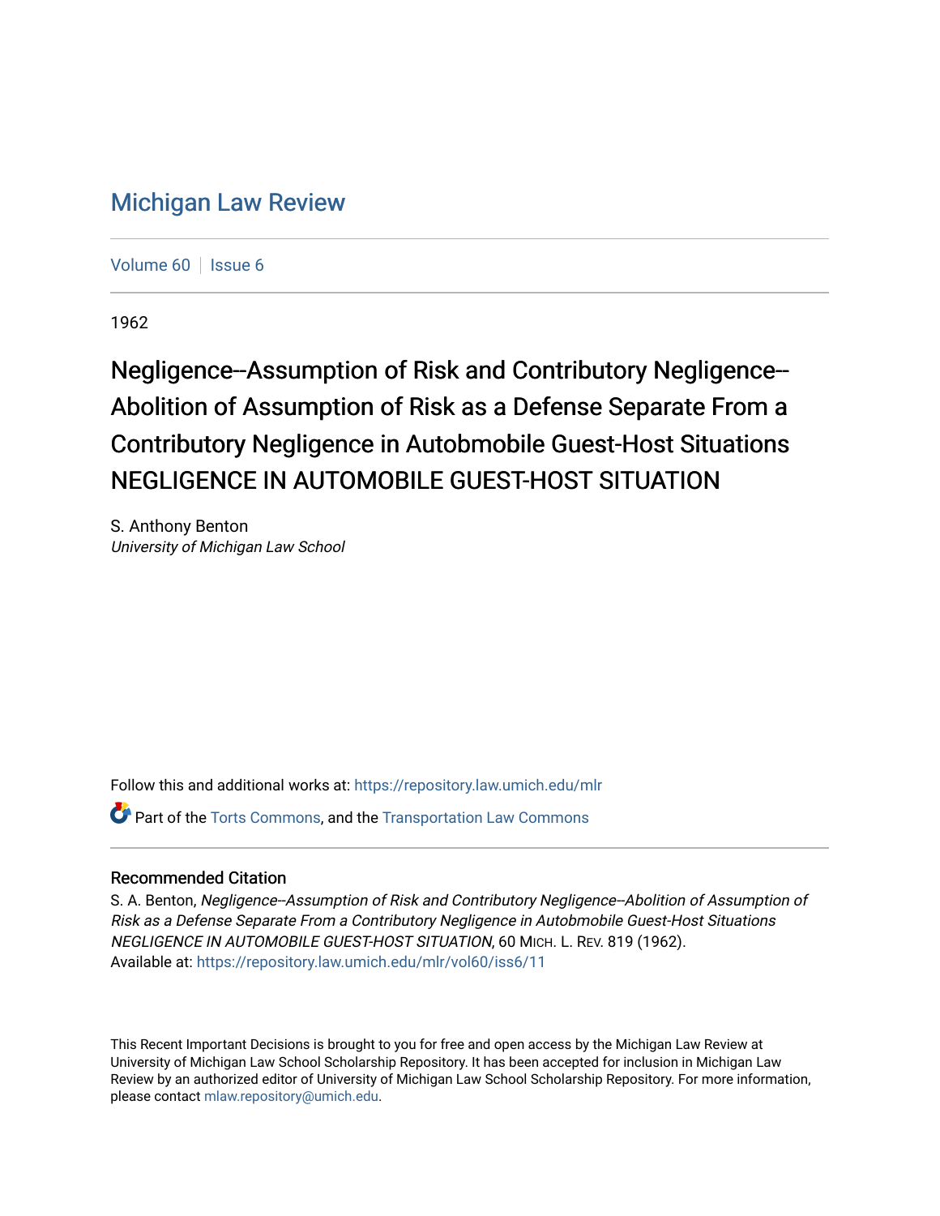# Michigan Law Review

Volume 60 | Issue 6

1962

## Negligence--Assumption of Risk and Contributory Negligence--Abolition of Assumption of Risk as a Defense Separate From a Contributory Negligence in Autobmobile Guest-Host Situations NEGLIGENCE IN AUTOMOBILE GUEST-HOST SITUATION

S. Anthony Benton
*University of Michigan Law School*

Follow this and additional works at: https://repository.law.umich.edu/mlr

Part of the Torts Commons, and the Transportation Law Commons

### Recommended Citation

S. A. Benton, *Negligence--Assumption of Risk and Contributory Negligence--Abolition of Assumption of Risk as a Defense Separate From a Contributory Negligence in Autobmobile Guest-Host Situations NEGLIGENCE IN AUTOMOBILE GUEST-HOST SITUATION*, 60 MICH. L. REV. 819 (1962).
Available at: https://repository.law.umich.edu/mlr/vol60/iss6/11

This Recent Important Decisions is brought to you for free and open access by the Michigan Law Review at University of Michigan Law School Scholarship Repository. It has been accepted for inclusion in Michigan Law Review by an authorized editor of University of Michigan Law School Scholarship Repository. For more information, please contact mlaw.repository@umich.edu.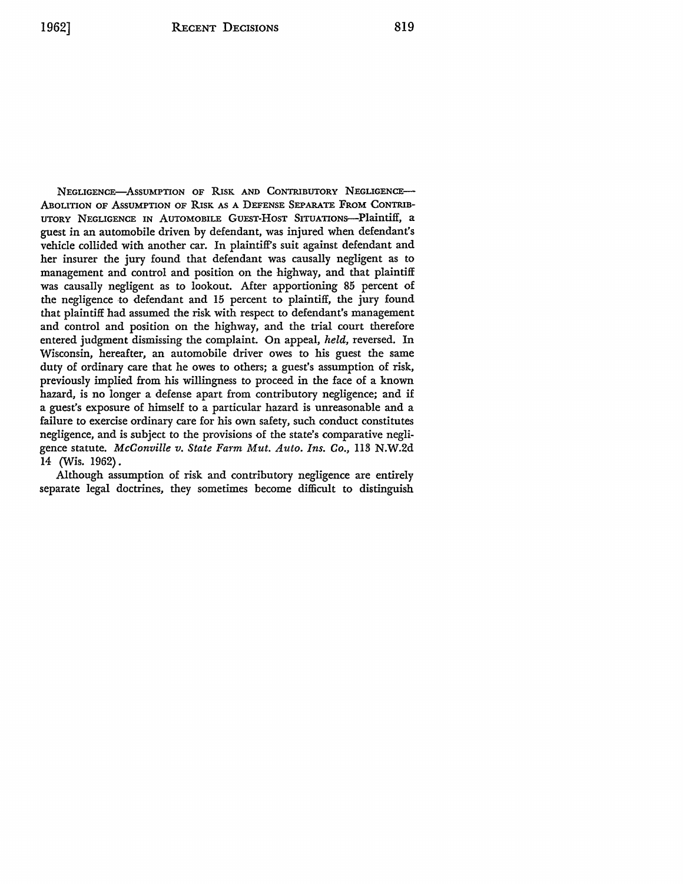NEGLIGENCE—ASSUMPTION OF RISK AND CONTRIBUTORY NEGLIGENCE—ABOLITION OF ASSUMPTION OF RISK AS A DEFENSE SEPARATE FROM CONTRIBUTORY NEGLIGENCE IN AUTOMOBILE GUEST-HOST SITUATIONS—Plaintiff, a guest in an automobile driven by defendant, was injured when defendant's vehicle collided with another car. In plaintiff's suit against defendant and her insurer the jury found that defendant was causally negligent as to management and control and position on the highway, and that plaintiff was causally negligent as to lookout. After apportioning 85 percent of the negligence to defendant and 15 percent to plaintiff, the jury found that plaintiff had assumed the risk with respect to defendant's management and control and position on the highway, and the trial court therefore entered judgment dismissing the complaint. On appeal, *held*, reversed. In Wisconsin, hereafter, an automobile driver owes to his guest the same duty of ordinary care that he owes to others; a guest's assumption of risk, previously implied from his willingness to proceed in the face of a known hazard, is no longer a defense apart from contributory negligence; and if a guest's exposure of himself to a particular hazard is unreasonable and a failure to exercise ordinary care for his own safety, such conduct constitutes negligence, and is subject to the provisions of the state's comparative negligence statute. *McConville v. State Farm Mut. Auto. Ins. Co.*, 113 N.W.2d 14 (Wis. 1962).

Although assumption of risk and contributory negligence are entirely separate legal doctrines, they sometimes become difficult to distinguish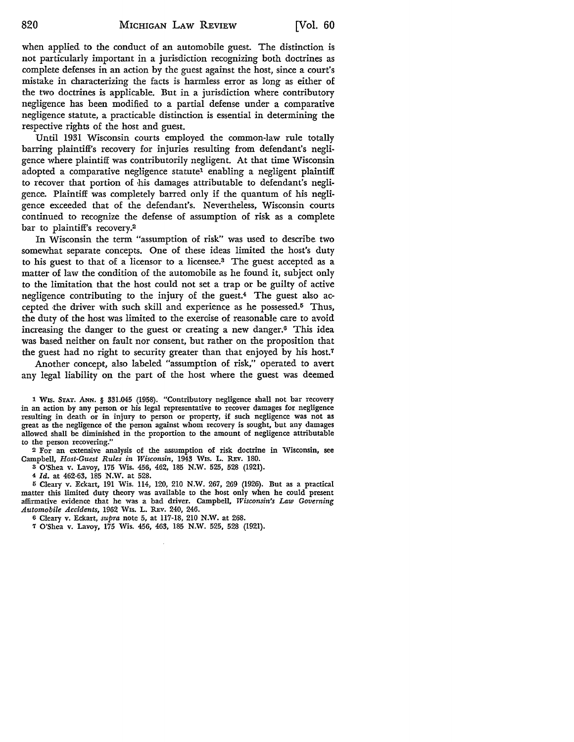when applied to the conduct of an automobile guest. The distinction is not particularly important in a jurisdiction recognizing both doctrines as complete defenses in an action by the guest against the host, since a court's mistake in characterizing the facts is harmless error as long as either of the two doctrines is applicable. But in a jurisdiction where contributory negligence has been modified to a partial defense under a comparative negligence statute, a practicable distinction is essential in determining the respective rights of the host and guest.

Until 1931 Wisconsin courts employed the common-law rule totally barring plaintiff's recovery for injuries resulting from defendant's negligence where plaintiff was contributorily negligent. At that time Wisconsin adopted a comparative negligence statute[1] enabling a negligent plaintiff to recover that portion of his damages attributable to defendant's negligence. Plaintiff was completely barred only if the quantum of his negligence exceeded that of the defendant's. Nevertheless, Wisconsin courts continued to recognize the defense of assumption of risk as a complete bar to plaintiff's recovery.[2]

In Wisconsin the term "assumption of risk" was used to describe two somewhat separate concepts. One of these ideas limited the host's duty to his guest to that of a licensor to a licensee.[3] The guest accepted as a matter of law the condition of the automobile as he found it, subject only to the limitation that the host could not set a trap or be guilty of active negligence contributing to the injury of the guest.[4] The guest also accepted the driver with such skill and experience as he possessed.[5] Thus, the duty of the host was limited to the exercise of reasonable care to avoid increasing the danger to the guest or creating a new danger.[6] This idea was based neither on fault nor consent, but rather on the proposition that the guest had no right to security greater than that enjoyed by his host.[7]

Another concept, also labeled "assumption of risk," operated to avert any legal liability on the part of the host where the guest was deemed

---

1 WIS. STAT. ANN. § 331.045 (1958). "Contributory negligence shall not bar recovery in an action by any person or his legal representative to recover damages for negligence resulting in death or in injury to person or property, if such negligence was not as great as the negligence of the person against whom recovery is sought, but any damages allowed shall be diminished in the proportion to the amount of negligence attributable to the person recovering."

2 For an extensive analysis of the assumption of risk doctrine in Wisconsin, see Campbell, *Host-Guest Rules in Wisconsin*, 1943 WIS. L. REV. 180.

3 O'Shea v. Lavoy, 175 Wis. 456, 462, 185 N.W. 525, 528 (1921).

4 *Id.* at 462-63, 185 N.W. at 528.

5 Cleary v. Eckart, 191 Wis. 114, 120, 210 N.W. 267, 269 (1926). But as a practical matter this limited duty theory was available to the host only when he could present affirmative evidence that he was a bad driver. Campbell, *Wisconsin's Law Governing Automobile Accidents*, 1962 WIS. L. REV. 240, 246.

6 Cleary v. Eckart, *supra* note 5, at 117-18, 210 N.W. at 268.

7 O'Shea v. Lavoy, 175 Wis. 456, 463, 185 N.W. 525, 528 (1921).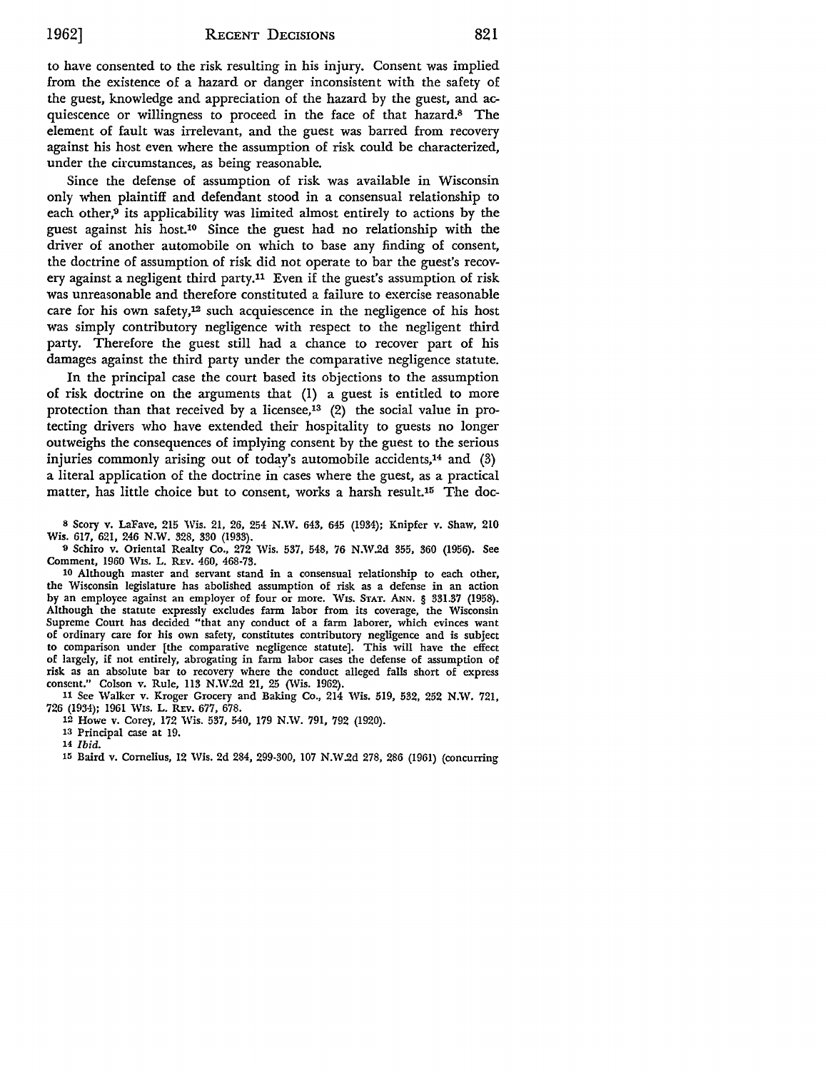to have consented to the risk resulting in his injury. Consent was implied from the existence of a hazard or danger inconsistent with the safety of the guest, knowledge and appreciation of the hazard by the guest, and acquiescence or willingness to proceed in the face of that hazard.[8] The element of fault was irrelevant, and the guest was barred from recovery against his host even where the assumption of risk could be characterized, under the circumstances, as being reasonable.

Since the defense of assumption of risk was available in Wisconsin only when plaintiff and defendant stood in a consensual relationship to each other,[9] its applicability was limited almost entirely to actions by the guest against his host.[10] Since the guest had no relationship with the driver of another automobile on which to base any finding of consent, the doctrine of assumption of risk did not operate to bar the guest's recovery against a negligent third party.[11] Even if the guest's assumption of risk was unreasonable and therefore constituted a failure to exercise reasonable care for his own safety,[12] such acquiescence in the negligence of his host was simply contributory negligence with respect to the negligent third party. Therefore the guest still had a chance to recover part of his damages against the third party under the comparative negligence statute.

In the principal case the court based its objections to the assumption of risk doctrine on the arguments that (1) a guest is entitled to more protection than that received by a licensee,[13] (2) the social value in protecting drivers who have extended their hospitality to guests no longer outweighs the consequences of implying consent by the guest to the serious injuries commonly arising out of today's automobile accidents,[14] and (3) a literal application of the doctrine in cases where the guest, as a practical matter, has little choice but to consent, works a harsh result.[15] The doc-

---

[8] Scory v. LaFave, 215 Wis. 21, 26, 254 N.W. 643, 645 (1934); Knipfer v. Shaw, 210 Wis. 617, 621, 246 N.W. 328, 330 (1933).

[9] Schiro v. Oriental Realty Co., 272 Wis. 537, 548, 76 N.W.2d 355, 360 (1956). See Comment, 1960 Wis. L. Rev. 460, 468-73.

[10] Although master and servant stand in a consensual relationship to each other, the Wisconsin legislature has abolished assumption of risk as a defense in an action by an employee against an employer of four or more. Wis. Stat. Ann. § 331.37 (1958). Although the statute expressly excludes farm labor from its coverage, the Wisconsin Supreme Court has decided "that any conduct of a farm laborer, which evinces want of ordinary care for his own safety, constitutes contributory negligence and is subject to comparison under [the comparative negligence statute]. This will have the effect of largely, if not entirely, abrogating in farm labor cases the defense of assumption of risk as an absolute bar to recovery where the conduct alleged falls short of express consent." Colson v. Rule, 113 N.W.2d 21, 25 (Wis. 1962).

[11] See Walker v. Kroger Grocery and Baking Co., 214 Wis. 519, 532, 252 N.W. 721, 726 (1934); 1961 Wis. L. Rev. 677, 678.

[12] Howe v. Corey, 172 Wis. 537, 540, 179 N.W. 791, 792 (1920).

[13] Principal case at 19.

[14] *Ibid.*

[15] Baird v. Cornelius, 12 Wis. 2d 284, 299-300, 107 N.W.2d 278, 286 (1961) (concurring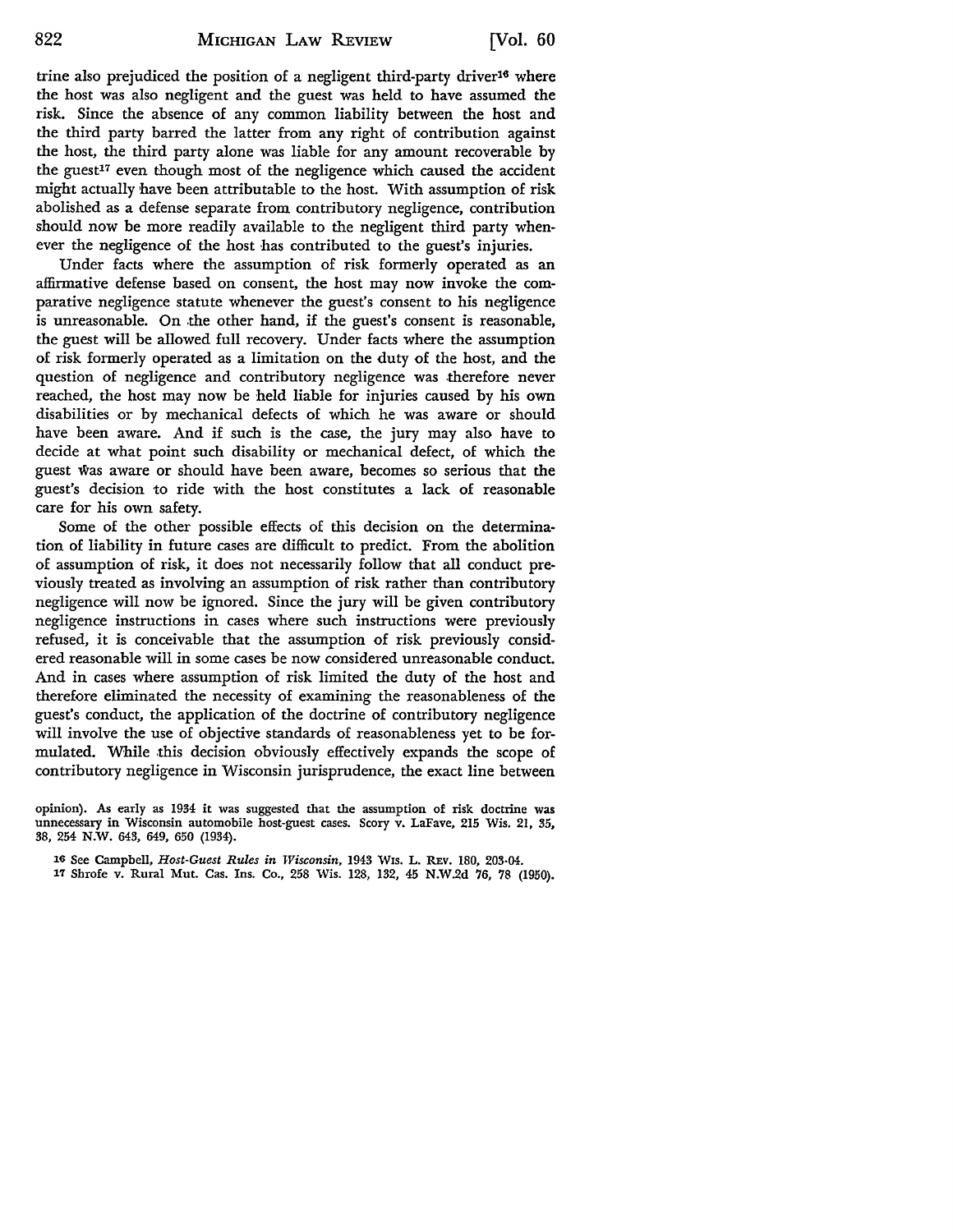trine also prejudiced the position of a negligent third-party driver[16] where the host was also negligent and the guest was held to have assumed the risk. Since the absence of any common liability between the host and the third party barred the latter from any right of contribution against the host, the third party alone was liable for any amount recoverable by the guest[17] even though most of the negligence which caused the accident might actually have been attributable to the host. With assumption of risk abolished as a defense separate from contributory negligence, contribution should now be more readily available to the negligent third party whenever the negligence of the host has contributed to the guest's injuries.

Under facts where the assumption of risk formerly operated as an affirmative defense based on consent, the host may now invoke the comparative negligence statute whenever the guest's consent to his negligence is unreasonable. On the other hand, if the guest's consent is reasonable, the guest will be allowed full recovery. Under facts where the assumption of risk formerly operated as a limitation on the duty of the host, and the question of negligence and contributory negligence was therefore never reached, the host may now be held liable for injuries caused by his own disabilities or by mechanical defects of which he was aware or should have been aware. And if such is the case, the jury may also have to decide at what point such disability or mechanical defect, of which the guest was aware or should have been aware, becomes so serious that the guest's decision to ride with the host constitutes a lack of reasonable care for his own safety.

Some of the other possible effects of this decision on the determination of liability in future cases are difficult to predict. From the abolition of assumption of risk, it does not necessarily follow that all conduct previously treated as involving an assumption of risk rather than contributory negligence will now be ignored. Since the jury will be given contributory negligence instructions in cases where such instructions were previously refused, it is conceivable that the assumption of risk previously considered reasonable will in some cases be now considered unreasonable conduct. And in cases where assumption of risk limited the duty of the host and therefore eliminated the necessity of examining the reasonableness of the guest's conduct, the application of the doctrine of contributory negligence will involve the use of objective standards of reasonableness yet to be formulated. While this decision obviously effectively expands the scope of contributory negligence in Wisconsin jurisprudence, the exact line between

opinion). As early as 1934 it was suggested that the assumption of risk doctrine was unnecessary in Wisconsin automobile host-guest cases. Scory v. LaFave, 215 Wis. 21, 35, 38, 254 N.W. 643, 649, 650 (1934).

[16] See Campbell, *Host-Guest Rules in Wisconsin*, 1943 Wis. L. Rev. 180, 203-04.

[17] Shrofe v. Rural Mut. Cas. Ins. Co., 258 Wis. 128, 132, 45 N.W.2d 76, 78 (1950).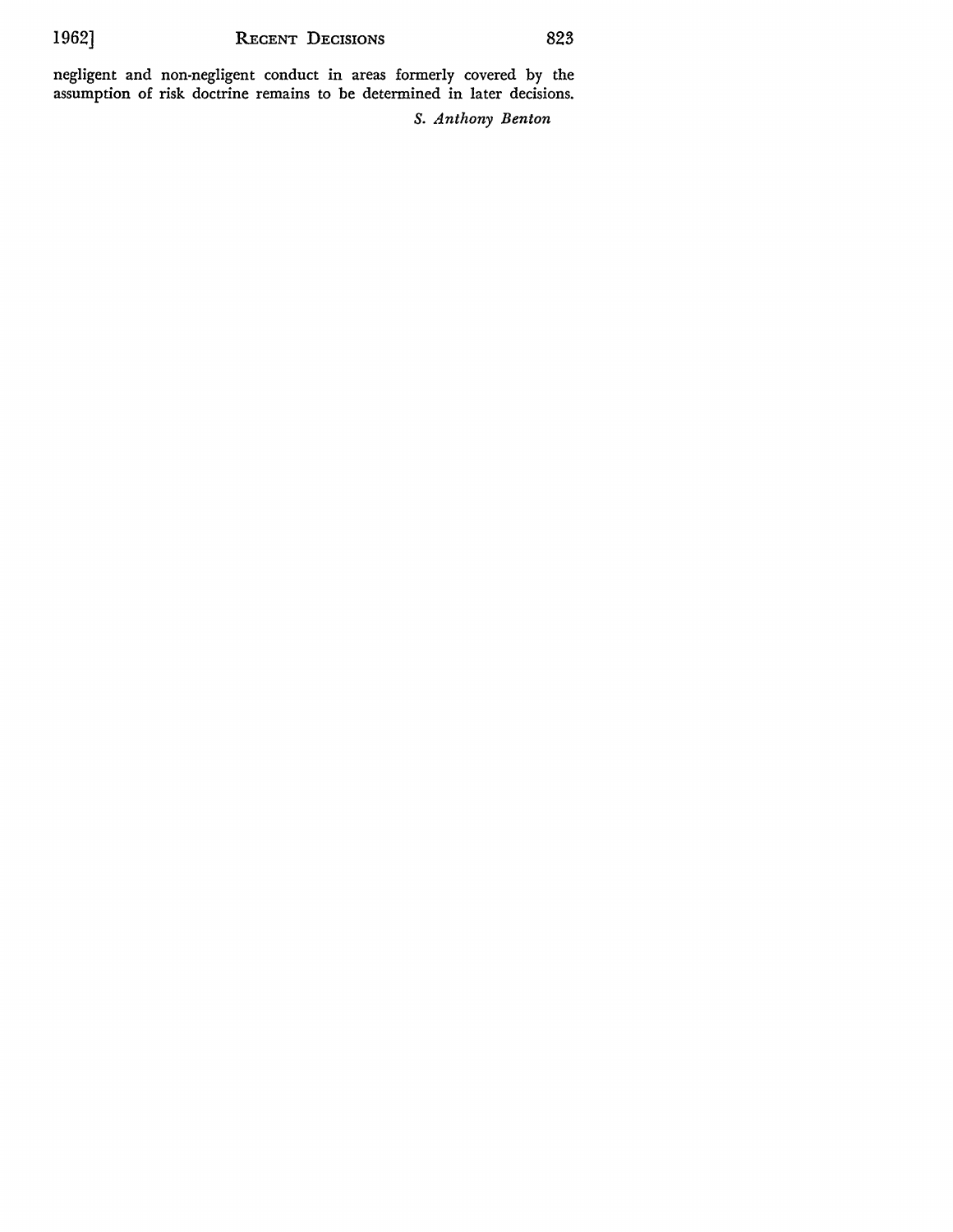negligent and non-negligent conduct in areas formerly covered by the assumption of risk doctrine remains to be determined in later decisions.

*S. Anthony Benton*